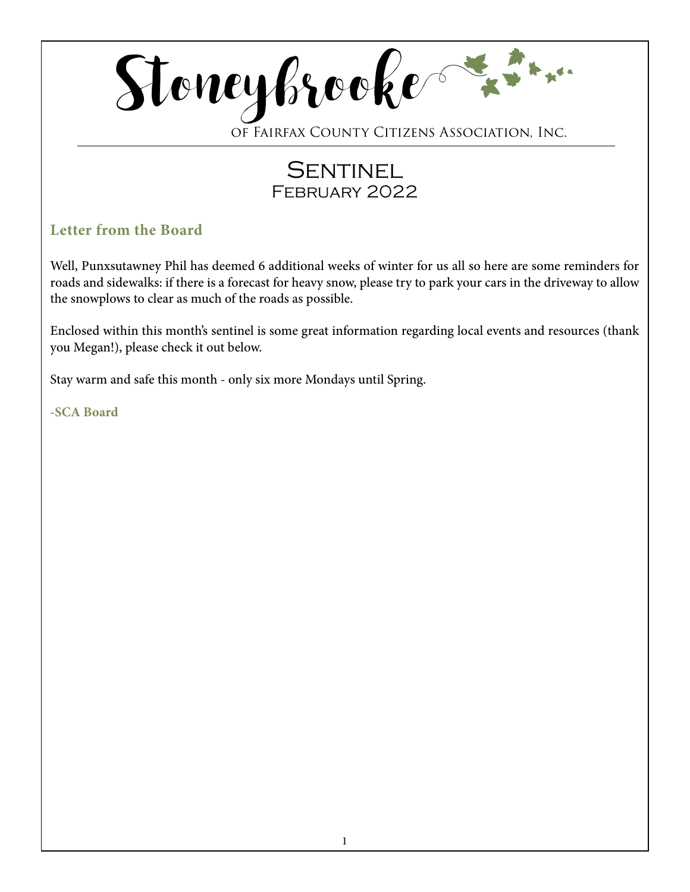# Stoneybrooke

of Fairfax County Citizens Association, Inc.

## Sentinel
February 2022

### Letter from the Board

Well, Punxsutawney Phil has deemed 6 additional weeks of winter for us all so here are some reminders for roads and sidewalks: if there is a forecast for heavy snow, please try to park your cars in the driveway to allow the snowplows to clear as much of the roads as possible.

Enclosed within this month's sentinel is some great information regarding local events and resources (thank you Megan!), please check it out below.

Stay warm and safe this month - only six more Mondays until Spring.

**-SCA Board**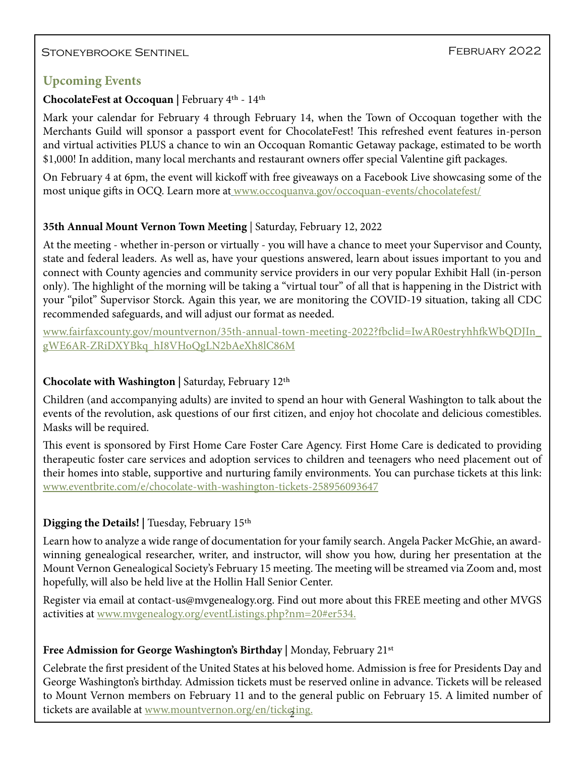## Upcoming Events

**ChocolateFest at Occoquan |** February 4th - 14th

Mark your calendar for February 4 through February 14, when the Town of Occoquan together with the Merchants Guild will sponsor a passport event for ChocolateFest! This refreshed event features in-person and virtual activities PLUS a chance to win an Occoquan Romantic Getaway package, estimated to be worth $1,000! In addition, many local merchants and restaurant owners offer special Valentine gift packages.

On February 4 at 6pm, the event will kickoff with free giveaways on a Facebook Live showcasing some of the most unique gifts in OCQ. Learn more at www.occoquanva.gov/occoquan-events/chocolatefest/

**35th Annual Mount Vernon Town Meeting** | Saturday, February 12, 2022

At the meeting - whether in-person or virtually - you will have a chance to meet your Supervisor and County, state and federal leaders. As well as, have your questions answered, learn about issues important to you and connect with County agencies and community service providers in our very popular Exhibit Hall (in-person only). The highlight of the morning will be taking a "virtual tour" of all that is happening in the District with your "pilot" Supervisor Storck. Again this year, we are monitoring the COVID-19 situation, taking all CDC recommended safeguards, and will adjust our format as needed.

www.fairfaxcounty.gov/mountvernon/35th-annual-town-meeting-2022?fbclid=IwAR0estryhhfkWbQDJIn_gWE6AR-ZRiDXYBkq_hI8VHoQgLN2bAeXh8lC86M

**Chocolate with Washington |** Saturday, February 12th

Children (and accompanying adults) are invited to spend an hour with General Washington to talk about the events of the revolution, ask questions of our first citizen, and enjoy hot chocolate and delicious comestibles. Masks will be required.

This event is sponsored by First Home Care Foster Care Agency. First Home Care is dedicated to providing therapeutic foster care services and adoption services to children and teenagers who need placement out of their homes into stable, supportive and nurturing family environments. You can purchase tickets at this link: www.eventbrite.com/e/chocolate-with-washington-tickets-258956093647

**Digging the Details! |** Tuesday, February 15th

Learn how to analyze a wide range of documentation for your family search. Angela Packer McGhie, an award-winning genealogical researcher, writer, and instructor, will show you how, during her presentation at the Mount Vernon Genealogical Society's February 15 meeting. The meeting will be streamed via Zoom and, most hopefully, will also be held live at the Hollin Hall Senior Center.

Register via email at contact-us@mvgenealogy.org. Find out more about this FREE meeting and other MVGS activities at www.mvgenealogy.org/eventListings.php?nm=20#er534.

**Free Admission for George Washington's Birthday |** Monday, February 21st

Celebrate the first president of the United States at his beloved home. Admission is free for Presidents Day and George Washington's birthday. Admission tickets must be reserved online in advance. Tickets will be released to Mount Vernon members on February 11 and to the general public on February 15. A limited number of tickets are available at www.mountvernon.org/en/ticketing.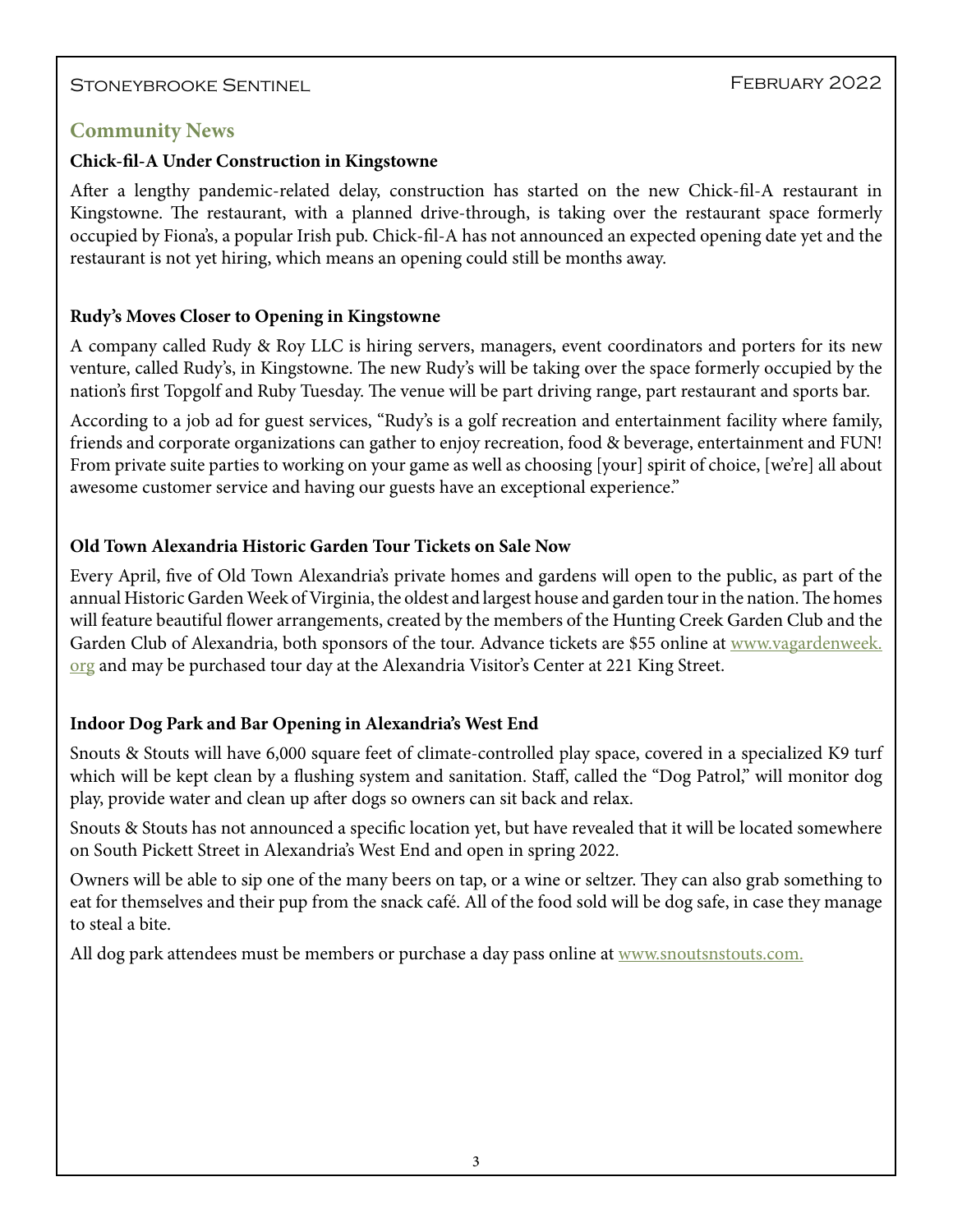## Community News

### Chick-fil-A Under Construction in Kingstowne

After a lengthy pandemic-related delay, construction has started on the new Chick-fil-A restaurant in Kingstowne. The restaurant, with a planned drive-through, is taking over the restaurant space formerly occupied by Fiona's, a popular Irish pub. Chick-fil-A has not announced an expected opening date yet and the restaurant is not yet hiring, which means an opening could still be months away.

### Rudy's Moves Closer to Opening in Kingstowne

A company called Rudy & Roy LLC is hiring servers, managers, event coordinators and porters for its new venture, called Rudy's, in Kingstowne. The new Rudy's will be taking over the space formerly occupied by the nation's first Topgolf and Ruby Tuesday. The venue will be part driving range, part restaurant and sports bar.

According to a job ad for guest services, "Rudy's is a golf recreation and entertainment facility where family, friends and corporate organizations can gather to enjoy recreation, food & beverage, entertainment and FUN! From private suite parties to working on your game as well as choosing [your] spirit of choice, [we're] all about awesome customer service and having our guests have an exceptional experience."

### Old Town Alexandria Historic Garden Tour Tickets on Sale Now

Every April, five of Old Town Alexandria's private homes and gardens will open to the public, as part of the annual Historic Garden Week of Virginia, the oldest and largest house and garden tour in the nation. The homes will feature beautiful flower arrangements, created by the members of the Hunting Creek Garden Club and the Garden Club of Alexandria, both sponsors of the tour. Advance tickets are $55 online at www.vagardenweek.org and may be purchased tour day at the Alexandria Visitor's Center at 221 King Street.

### Indoor Dog Park and Bar Opening in Alexandria's West End

Snouts & Stouts will have 6,000 square feet of climate-controlled play space, covered in a specialized K9 turf which will be kept clean by a flushing system and sanitation. Staff, called the "Dog Patrol," will monitor dog play, provide water and clean up after dogs so owners can sit back and relax.

Snouts & Stouts has not announced a specific location yet, but have revealed that it will be located somewhere on South Pickett Street in Alexandria's West End and open in spring 2022.

Owners will be able to sip one of the many beers on tap, or a wine or seltzer. They can also grab something to eat for themselves and their pup from the snack café. All of the food sold will be dog safe, in case they manage to steal a bite.

All dog park attendees must be members or purchase a day pass online at www.snoutsnstouts.com.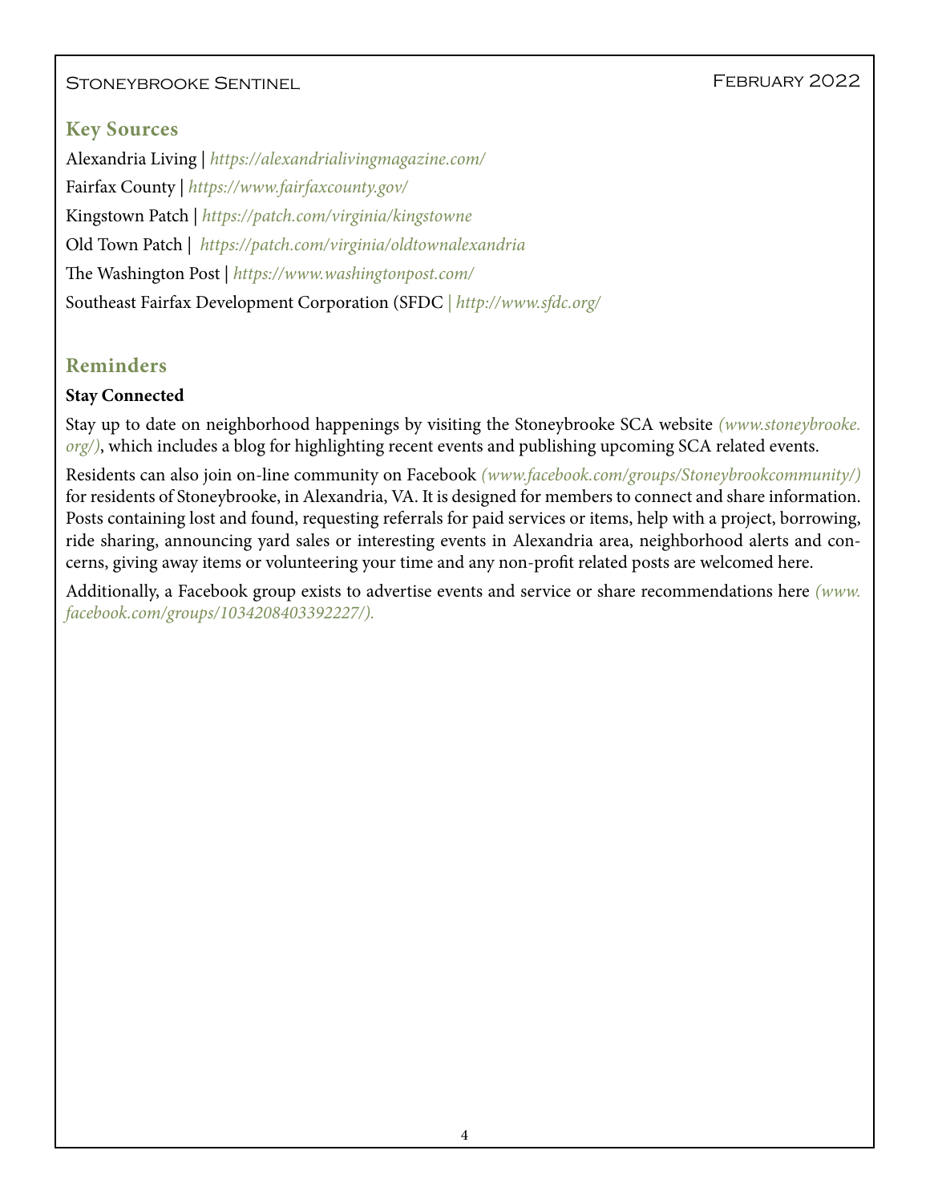## Key Sources

Alexandria Living | *https://alexandrialivingmagazine.com/*

Fairfax County | *https://www.fairfaxcounty.gov/*

Kingstown Patch | *https://patch.com/virginia/kingstowne*

Old Town Patch | *https://patch.com/virginia/oldtownalexandria*

The Washington Post | *https://www.washingtonpost.com/*

Southeast Fairfax Development Corporation (SFDC | *http://www.sfdc.org/*

## Reminders

**Stay Connected**

Stay up to date on neighborhood happenings by visiting the Stoneybrooke SCA website *(www.stoneybrooke.org/)*, which includes a blog for highlighting recent events and publishing upcoming SCA related events.

Residents can also join on-line community on Facebook *(www.facebook.com/groups/Stoneybrookcommunity/)* for residents of Stoneybrooke, in Alexandria, VA. It is designed for members to connect and share information. Posts containing lost and found, requesting referrals for paid services or items, help with a project, borrowing, ride sharing, announcing yard sales or interesting events in Alexandria area, neighborhood alerts and concerns, giving away items or volunteering your time and any non-profit related posts are welcomed here.

Additionally, a Facebook group exists to advertise events and service or share recommendations here *(www.facebook.com/groups/1034208403392227/).*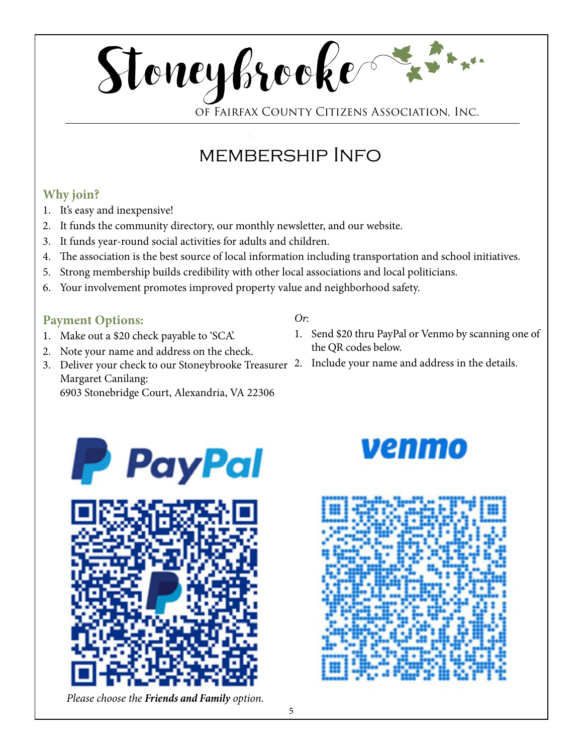# Stoneybrooke

OF FAIRFAX COUNTY CITIZENS ASSOCIATION, INC.

## MEMBERSHIP INFO

### Why join?

1. It's easy and inexpensive!
2. It funds the community directory, our monthly newsletter, and our website.
3. It funds year-round social activities for adults and children.
4. The association is the best source of local information including transportation and school initiatives.
5. Strong membership builds credibility with other local associations and local politicians.
6. Your involvement promotes improved property value and neighborhood safety.

### Payment Options:

1. Make out a $20 check payable to 'SCA'.
2. Note your name and address on the check.
3. Deliver your check to our Stoneybrooke Treasurer Margaret Canilang:
   6903 Stonebridge Court, Alexandria, VA 22306

*Or*:

1. Send $20 thru PayPal or Venmo by scanning one of the QR codes below.
2. Include your name and address in the details.

PayPal

venmo

*Please choose the **Friends and Family** option.*